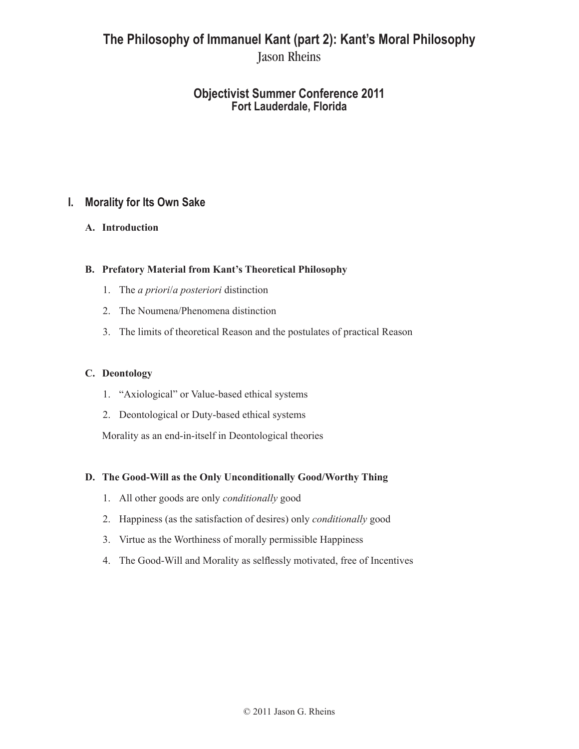# The Philosophy of Immanuel Kant (part 2): Kant's Moral Philosophy

Jason Rheins

## Objectivist Summer Conference 2011
### Fort Lauderdale, Florida

## I. Morality for Its Own Sake

### A. Introduction

### B. Prefatory Material from Kant's Theoretical Philosophy

1. The *a priori*/*a posteriori* distinction
2. The Noumena/Phenomena distinction
3. The limits of theoretical Reason and the postulates of practical Reason

### C. Deontology

1. "Axiological" or Value-based ethical systems
2. Deontological or Duty-based ethical systems

Morality as an end-in-itself in Deontological theories

### D. The Good-Will as the Only Unconditionally Good/Worthy Thing

1. All other goods are only *conditionally* good
2. Happiness (as the satisfaction of desires) only *conditionally* good
3. Virtue as the Worthiness of morally permissible Happiness
4. The Good-Will and Morality as selflessly motivated, free of Incentives

© 2011 Jason G. Rheins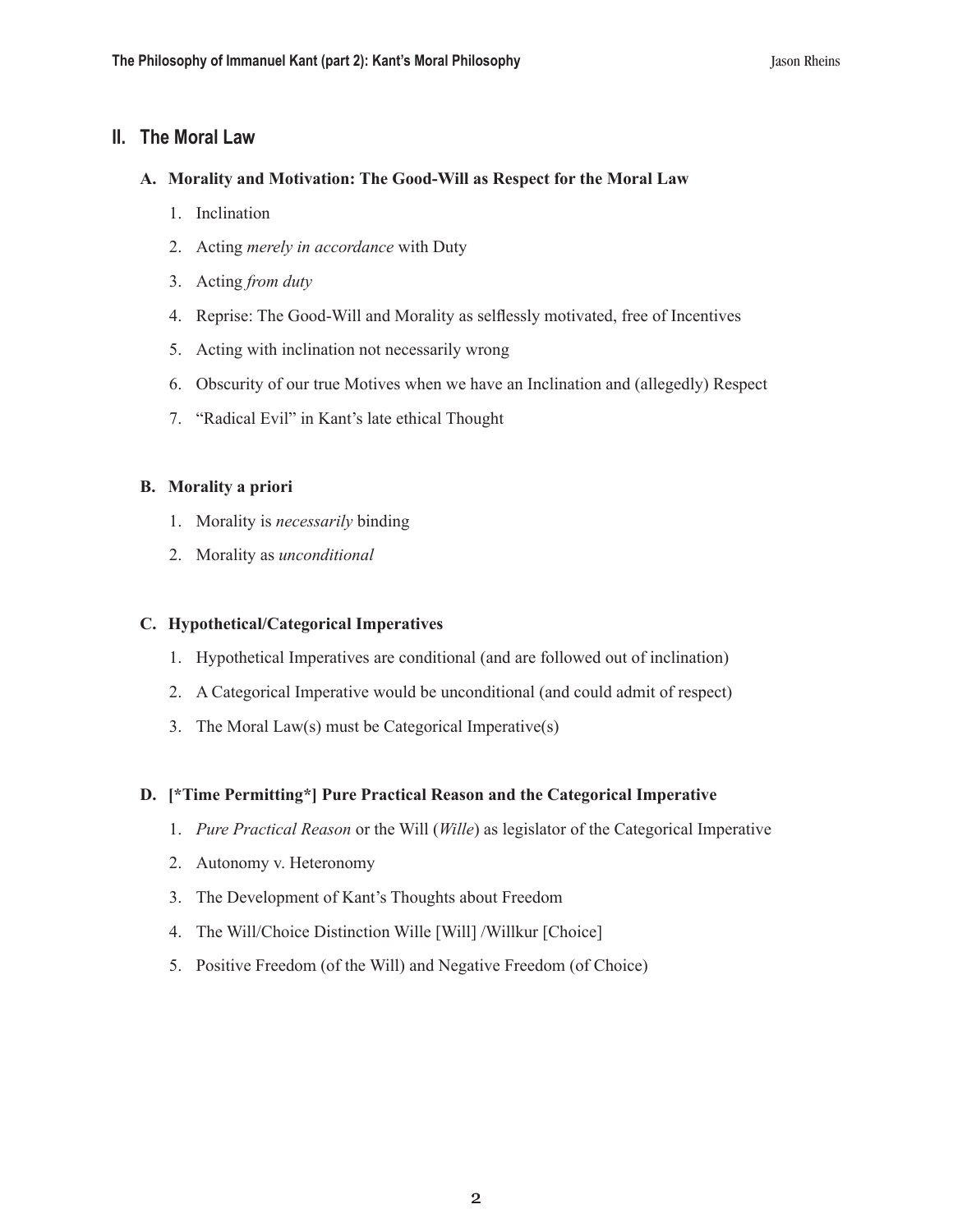## II. The Moral Law

### A. Morality and Motivation: The Good-Will as Respect for the Moral Law

1. Inclination
2. Acting *merely in accordance* with Duty
3. Acting *from duty*
4. Reprise: The Good-Will and Morality as selflessly motivated, free of Incentives
5. Acting with inclination not necessarily wrong
6. Obscurity of our true Motives when we have an Inclination and (allegedly) Respect
7. "Radical Evil" in Kant's late ethical Thought

### B. Morality a priori

1. Morality is *necessarily* binding
2. Morality as *unconditional*

### C. Hypothetical/Categorical Imperatives

1. Hypothetical Imperatives are conditional (and are followed out of inclination)
2. A Categorical Imperative would be unconditional (and could admit of respect)
3. The Moral Law(s) must be Categorical Imperative(s)

### D. [*Time Permitting*] Pure Practical Reason and the Categorical Imperative

1. *Pure Practical Reason* or the Will (*Wille*) as legislator of the Categorical Imperative
2. Autonomy v. Heteronomy
3. The Development of Kant's Thoughts about Freedom
4. The Will/Choice Distinction Wille [Will] /Willkur [Choice]
5. Positive Freedom (of the Will) and Negative Freedom (of Choice)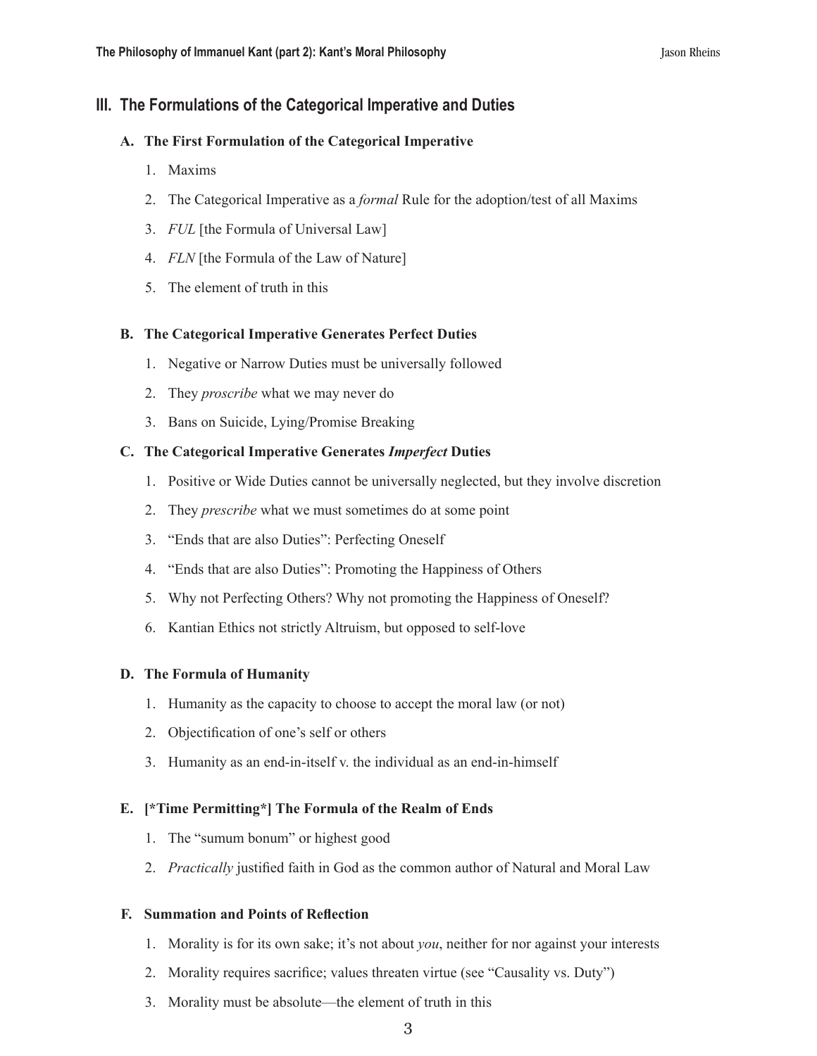## III. The Formulations of the Categorical Imperative and Duties

### A. The First Formulation of the Categorical Imperative

1. Maxims
2. The Categorical Imperative as a *formal* Rule for the adoption/test of all Maxims
3. *FUL* [the Formula of Universal Law]
4. *FLN* [the Formula of the Law of Nature]
5. The element of truth in this

### B. The Categorical Imperative Generates Perfect Duties

1. Negative or Narrow Duties must be universally followed
2. They *proscribe* what we may never do
3. Bans on Suicide, Lying/Promise Breaking

### C. The Categorical Imperative Generates *Imperfect* Duties

1. Positive or Wide Duties cannot be universally neglected, but they involve discretion
2. They *prescribe* what we must sometimes do at some point
3. "Ends that are also Duties": Perfecting Oneself
4. "Ends that are also Duties": Promoting the Happiness of Others
5. Why not Perfecting Others? Why not promoting the Happiness of Oneself?
6. Kantian Ethics not strictly Altruism, but opposed to self-love

### D. The Formula of Humanity

1. Humanity as the capacity to choose to accept the moral law (or not)
2. Objectification of one's self or others
3. Humanity as an end-in-itself v. the individual as an end-in-himself

### E. [*Time Permitting*] The Formula of the Realm of Ends

1. The "sumum bonum" or highest good
2. *Practically* justified faith in God as the common author of Natural and Moral Law

### F. Summation and Points of Reflection

1. Morality is for its own sake; it's not about *you*, neither for nor against your interests
2. Morality requires sacrifice; values threaten virtue (see "Causality vs. Duty")
3. Morality must be absolute—the element of truth in this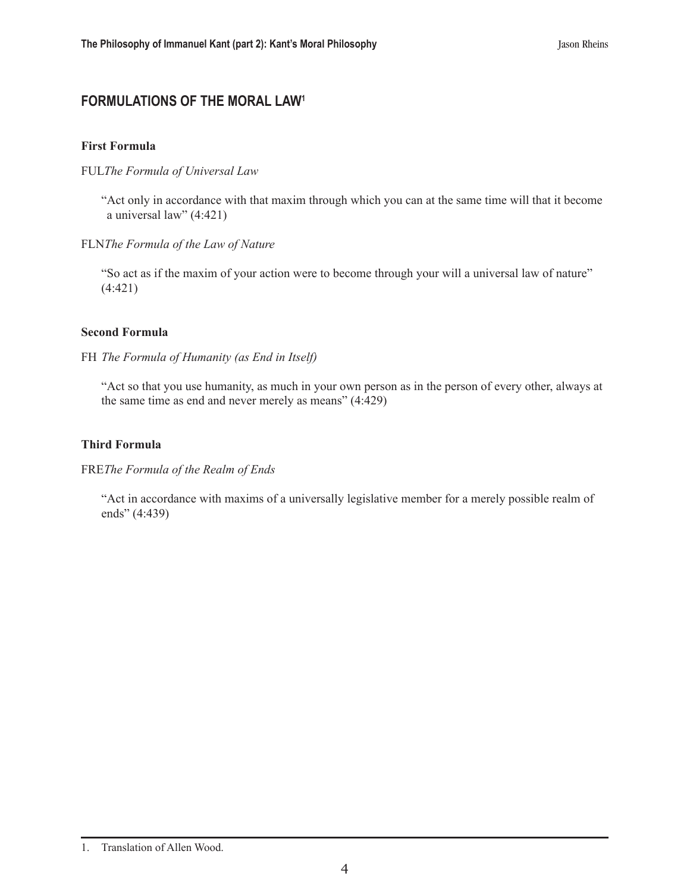## FORMULATIONS OF THE MORAL LAW[1]

### First Formula

FUL *The Formula of Universal Law*

> "Act only in accordance with that maxim through which you can at the same time will that it become a universal law" (4:421)

FLN *The Formula of the Law of Nature*

> "So act as if the maxim of your action were to become through your will a universal law of nature" (4:421)

### Second Formula

FH *The Formula of Humanity (as End in Itself)*

> "Act so that you use humanity, as much in your own person as in the person of every other, always at the same time as end and never merely as means" (4:429)

### Third Formula

FRE *The Formula of the Realm of Ends*

> "Act in accordance with maxims of a universally legislative member for a merely possible realm of ends" (4:439)

---

1. Translation of Allen Wood.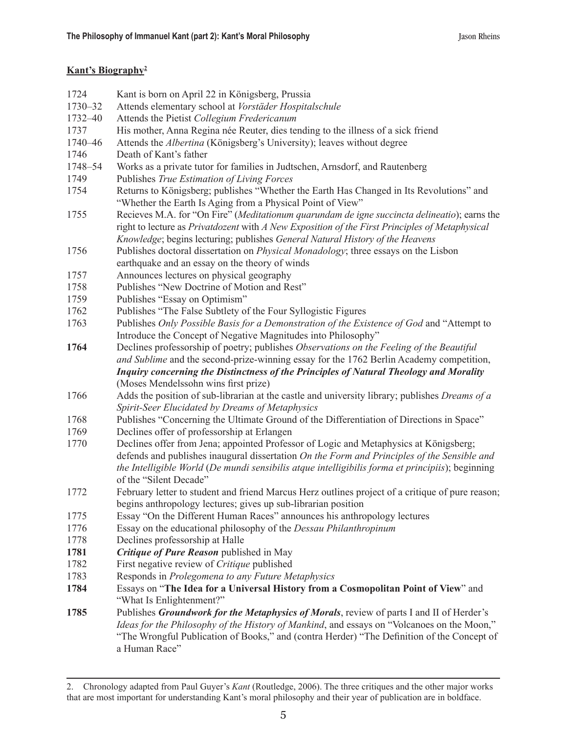**Kant's Biography**[2]

| | |
|---|---|
| 1724 | Kant is born on April 22 in Königsberg, Prussia |
| 1730–32 | Attends elementary school at *Vorstäder Hospitalschule* |
| 1732–40 | Attends the Pietist *Collegium Fredericanum* |
| 1737 | His mother, Anna Regina née Reuter, dies tending to the illness of a sick friend |
| 1740–46 | Attends the *Albertina* (Königsberg's University); leaves without degree |
| 1746 | Death of Kant's father |
| 1748–54 | Works as a private tutor for families in Judtschen, Arnsdorf, and Rautenberg |
| 1749 | Publishes *True Estimation of Living Forces* |
| 1754 | Returns to Königsberg; publishes "Whether the Earth Has Changed in Its Revolutions" and "Whether the Earth Is Aging from a Physical Point of View" |
| 1755 | Recieves M.A. for "On Fire" (*Meditationum quarundam de igne succincta delineatio*); earns the right to lecture as *Privatdozent* with *A New Exposition of the First Principles of Metaphysical Knowledge*; begins lecturing; publishes *General Natural History of the Heavens* |
| 1756 | Publishes doctoral dissertation on *Physical Monadology*; three essays on the Lisbon earthquake and an essay on the theory of winds |
| 1757 | Announces lectures on physical geography |
| 1758 | Publishes "New Doctrine of Motion and Rest" |
| 1759 | Publishes "Essay on Optimism" |
| 1762 | Publishes "The False Subtlety of the Four Syllogistic Figures |
| 1763 | Publishes *Only Possible Basis for a Demonstration of the Existence of God* and "Attempt to Introduce the Concept of Negative Magnitudes into Philosophy" |
| **1764** | Declines professorship of poetry; publishes *Observations on the Feeling of the Beautiful and Sublime* and the second-prize-winning essay for the 1762 Berlin Academy competition, ***Inquiry concerning the Distinctness of the Principles of Natural Theology and Morality*** (Moses Mendelssohn wins first prize) |
| 1766 | Adds the position of sub-librarian at the castle and university library; publishes *Dreams of a Spirit-Seer Elucidated by Dreams of Metaphysics* |
| 1768 | Publishes "Concerning the Ultimate Ground of the Differentiation of Directions in Space" |
| 1769 | Declines offer of professorship at Erlangen |
| 1770 | Declines offer from Jena; appointed Professor of Logic and Metaphysics at Königsberg; defends and publishes inaugural dissertation *On the Form and Principles of the Sensible and the Intelligible World* (*De mundi sensibilis atque intelligibilis forma et principiis*); beginning of the "Silent Decade" |
| 1772 | February letter to student and friend Marcus Herz outlines project of a critique of pure reason; begins anthropology lectures; gives up sub-librarian position |
| 1775 | Essay "On the Different Human Races" announces his anthropology lectures |
| 1776 | Essay on the educational philosophy of the *Dessau Philanthropinum* |
| 1778 | Declines professorship at Halle |
| **1781** | ***Critique of Pure Reason*** published in May |
| 1782 | First negative review of *Critique* published |
| 1783 | Responds in *Prolegomena to any Future Metaphysics* |
| **1784** | Essays on "**The Idea for a Universal History from a Cosmopolitan Point of View**" and "What Is Enlightenment?" |
| **1785** | Publishes ***Groundwork for the Metaphysics of Morals***, review of parts I and II of Herder's *Ideas for the Philosophy of the History of Mankind*, and essays on "Volcanoes on the Moon," "The Wrongful Publication of Books," and (contra Herder) "The Definition of the Concept of a Human Race" |

2. Chronology adapted from Paul Guyer's *Kant* (Routledge, 2006). The three critiques and the other major works that are most important for understanding Kant's moral philosophy and their year of publication are in boldface.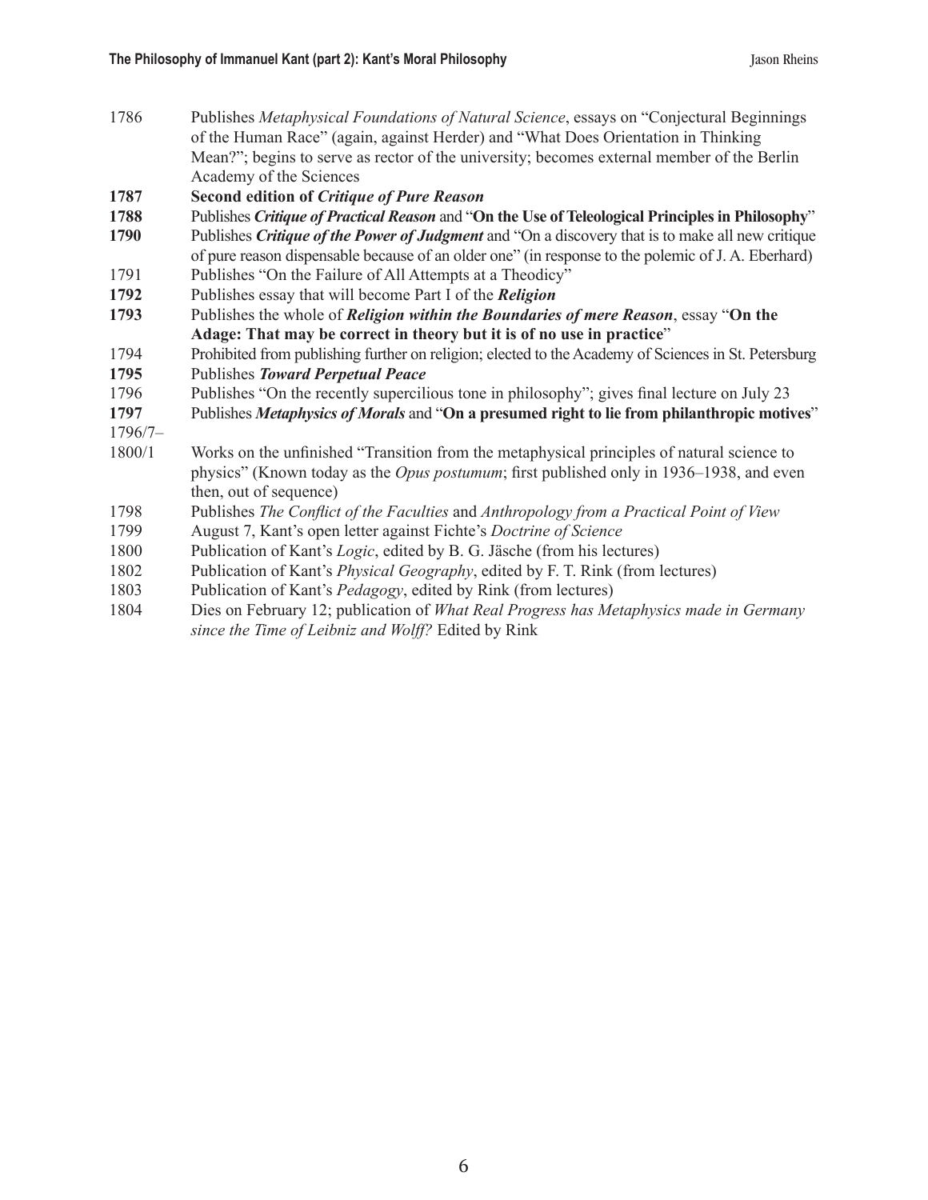| | |
|---|---|
| 1786 | Publishes *Metaphysical Foundations of Natural Science*, essays on "Conjectural Beginnings of the Human Race" (again, against Herder) and "What Does Orientation in Thinking Mean?"; begins to serve as rector of the university; becomes external member of the Berlin Academy of the Sciences |
| **1787** | **Second edition of *Critique of Pure Reason*** |
| **1788** | Publishes ***Critique of Practical Reason*** and "**On the Use of Teleological Principles in Philosophy**" |
| **1790** | Publishes ***Critique of the Power of Judgment*** and "On a discovery that is to make all new critique of pure reason dispensable because of an older one" (in response to the polemic of J. A. Eberhard) |
| 1791 | Publishes "On the Failure of All Attempts at a Theodicy" |
| **1792** | Publishes essay that will become Part I of the ***Religion*** |
| **1793** | Publishes the whole of ***Religion within the Boundaries of mere Reason***, essay "**On the Adage: That may be correct in theory but it is of no use in practice**" |
| 1794 | Prohibited from publishing further on religion; elected to the Academy of Sciences in St. Petersburg |
| **1795** | Publishes ***Toward Perpetual Peace*** |
| 1796 | Publishes "On the recently supercilious tone in philosophy"; gives final lecture on July 23 |
| **1797** | Publishes ***Metaphysics of Morals*** and "**On a presumed right to lie from philanthropic motives**" |
| 1796/7–1800/1 | Works on the unfinished "Transition from the metaphysical principles of natural science to physics" (Known today as the *Opus postumum*; first published only in 1936–1938, and even then, out of sequence) |
| 1798 | Publishes *The Conflict of the Faculties* and *Anthropology from a Practical Point of View* |
| 1799 | August 7, Kant's open letter against Fichte's *Doctrine of Science* |
| 1800 | Publication of Kant's *Logic*, edited by B. G. Jäsche (from his lectures) |
| 1802 | Publication of Kant's *Physical Geography*, edited by F. T. Rink (from lectures) |
| 1803 | Publication of Kant's *Pedagogy*, edited by Rink (from lectures) |
| 1804 | Dies on February 12; publication of *What Real Progress has Metaphysics made in Germany since the Time of Leibniz and Wolff?* Edited by Rink |